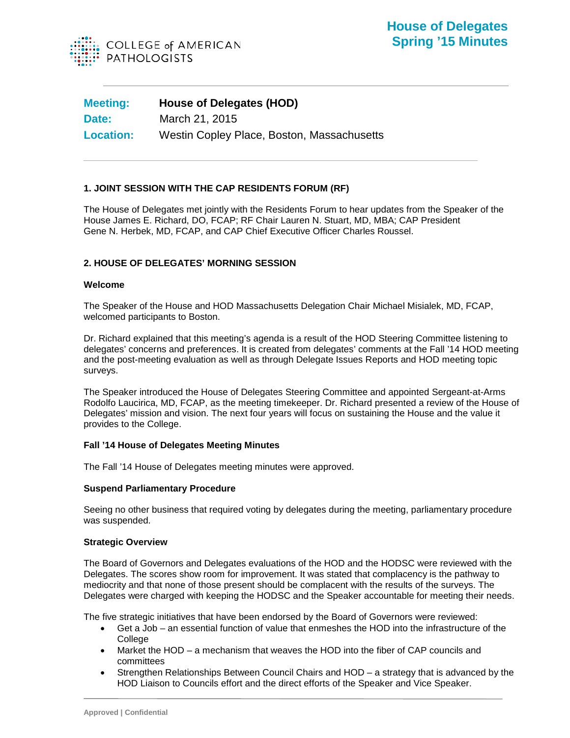# House of Delegates Spring '15 Minutes

**Meeting:** House of Delegates (HOD)
**Date:** March 21, 2015
**Location:** Westin Copley Place, Boston, Massachusetts

## 1. JOINT SESSION WITH THE CAP RESIDENTS FORUM (RF)

The House of Delegates met jointly with the Residents Forum to hear updates from the Speaker of the House James E. Richard, DO, FCAP; RF Chair Lauren N. Stuart, MD, MBA; CAP President Gene N. Herbek, MD, FCAP, and CAP Chief Executive Officer Charles Roussel.

## 2. HOUSE OF DELEGATES' MORNING SESSION

### Welcome

The Speaker of the House and HOD Massachusetts Delegation Chair Michael Misialek, MD, FCAP, welcomed participants to Boston.

Dr. Richard explained that this meeting's agenda is a result of the HOD Steering Committee listening to delegates' concerns and preferences. It is created from delegates' comments at the Fall '14 HOD meeting and the post-meeting evaluation as well as through Delegate Issues Reports and HOD meeting topic surveys.

The Speaker introduced the House of Delegates Steering Committee and appointed Sergeant-at-Arms Rodolfo Laucirica, MD, FCAP, as the meeting timekeeper. Dr. Richard presented a review of the House of Delegates' mission and vision. The next four years will focus on sustaining the House and the value it provides to the College.

### Fall '14 House of Delegates Meeting Minutes

The Fall '14 House of Delegates meeting minutes were approved.

### Suspend Parliamentary Procedure

Seeing no other business that required voting by delegates during the meeting, parliamentary procedure was suspended.

### Strategic Overview

The Board of Governors and Delegates evaluations of the HOD and the HODSC were reviewed with the Delegates. The scores show room for improvement. It was stated that complacency is the pathway to mediocrity and that none of those present should be complacent with the results of the surveys. The Delegates were charged with keeping the HODSC and the Speaker accountable for meeting their needs.

The five strategic initiatives that have been endorsed by the Board of Governors were reviewed:

- Get a Job – an essential function of value that enmeshes the HOD into the infrastructure of the College
- Market the HOD – a mechanism that weaves the HOD into the fiber of CAP councils and committees
- Strengthen Relationships Between Council Chairs and HOD – a strategy that is advanced by the HOD Liaison to Councils effort and the direct efforts of the Speaker and Vice Speaker.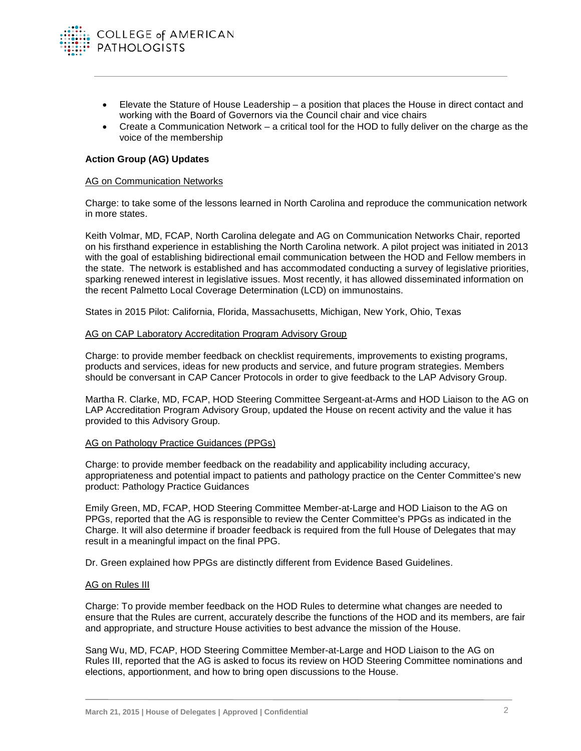- Elevate the Stature of House Leadership – a position that places the House in direct contact and working with the Board of Governors via the Council chair and vice chairs
- Create a Communication Network – a critical tool for the HOD to fully deliver on the charge as the voice of the membership

**Action Group (AG) Updates**

<u>AG on Communication Networks</u>

Charge: to take some of the lessons learned in North Carolina and reproduce the communication network in more states.

Keith Volmar, MD, FCAP, North Carolina delegate and AG on Communication Networks Chair, reported on his firsthand experience in establishing the North Carolina network. A pilot project was initiated in 2013 with the goal of establishing bidirectional email communication between the HOD and Fellow members in the state. The network is established and has accommodated conducting a survey of legislative priorities, sparking renewed interest in legislative issues. Most recently, it has allowed disseminated information on the recent Palmetto Local Coverage Determination (LCD) on immunostains.

States in 2015 Pilot: California, Florida, Massachusetts, Michigan, New York, Ohio, Texas

<u>AG on CAP Laboratory Accreditation Program Advisory Group</u>

Charge: to provide member feedback on checklist requirements, improvements to existing programs, products and services, ideas for new products and service, and future program strategies. Members should be conversant in CAP Cancer Protocols in order to give feedback to the LAP Advisory Group.

Martha R. Clarke, MD, FCAP, HOD Steering Committee Sergeant-at-Arms and HOD Liaison to the AG on LAP Accreditation Program Advisory Group, updated the House on recent activity and the value it has provided to this Advisory Group.

<u>AG on Pathology Practice Guidances (PPGs)</u>

Charge: to provide member feedback on the readability and applicability including accuracy, appropriateness and potential impact to patients and pathology practice on the Center Committee's new product: Pathology Practice Guidances

Emily Green, MD, FCAP, HOD Steering Committee Member-at-Large and HOD Liaison to the AG on PPGs, reported that the AG is responsible to review the Center Committee's PPGs as indicated in the Charge. It will also determine if broader feedback is required from the full House of Delegates that may result in a meaningful impact on the final PPG.

Dr. Green explained how PPGs are distinctly different from Evidence Based Guidelines.

<u>AG on Rules III</u>

Charge: To provide member feedback on the HOD Rules to determine what changes are needed to ensure that the Rules are current, accurately describe the functions of the HOD and its members, are fair and appropriate, and structure House activities to best advance the mission of the House.

Sang Wu, MD, FCAP, HOD Steering Committee Member-at-Large and HOD Liaison to the AG on Rules III, reported that the AG is asked to focus its review on HOD Steering Committee nominations and elections, apportionment, and how to bring open discussions to the House.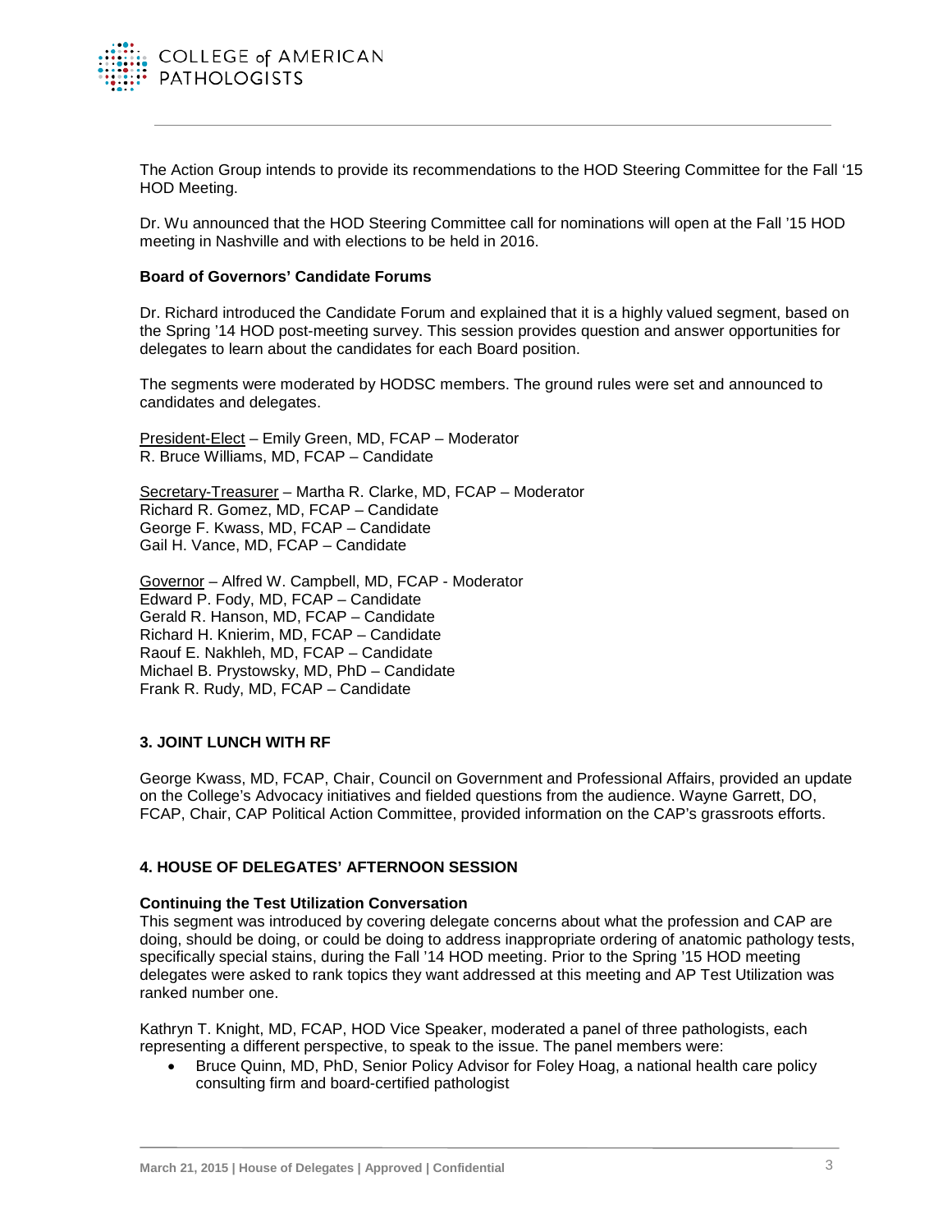The Action Group intends to provide its recommendations to the HOD Steering Committee for the Fall '15 HOD Meeting.

Dr. Wu announced that the HOD Steering Committee call for nominations will open at the Fall '15 HOD meeting in Nashville and with elections to be held in 2016.

**Board of Governors' Candidate Forums**

Dr. Richard introduced the Candidate Forum and explained that it is a highly valued segment, based on the Spring '14 HOD post-meeting survey. This session provides question and answer opportunities for delegates to learn about the candidates for each Board position.

The segments were moderated by HODSC members. The ground rules were set and announced to candidates and delegates.

President-Elect – Emily Green, MD, FCAP – Moderator
R. Bruce Williams, MD, FCAP – Candidate

Secretary-Treasurer – Martha R. Clarke, MD, FCAP – Moderator
Richard R. Gomez, MD, FCAP – Candidate
George F. Kwass, MD, FCAP – Candidate
Gail H. Vance, MD, FCAP – Candidate

Governor – Alfred W. Campbell, MD, FCAP - Moderator
Edward P. Fody, MD, FCAP – Candidate
Gerald R. Hanson, MD, FCAP – Candidate
Richard H. Knierim, MD, FCAP – Candidate
Raouf E. Nakhleh, MD, FCAP – Candidate
Michael B. Prystowsky, MD, PhD – Candidate
Frank R. Rudy, MD, FCAP – Candidate

## 3. JOINT LUNCH WITH RF

George Kwass, MD, FCAP, Chair, Council on Government and Professional Affairs, provided an update on the College's Advocacy initiatives and fielded questions from the audience. Wayne Garrett, DO, FCAP, Chair, CAP Political Action Committee, provided information on the CAP's grassroots efforts.

## 4. HOUSE OF DELEGATES' AFTERNOON SESSION

**Continuing the Test Utilization Conversation**

This segment was introduced by covering delegate concerns about what the profession and CAP are doing, should be doing, or could be doing to address inappropriate ordering of anatomic pathology tests, specifically special stains, during the Fall '14 HOD meeting. Prior to the Spring '15 HOD meeting delegates were asked to rank topics they want addressed at this meeting and AP Test Utilization was ranked number one.

Kathryn T. Knight, MD, FCAP, HOD Vice Speaker, moderated a panel of three pathologists, each representing a different perspective, to speak to the issue. The panel members were:

- Bruce Quinn, MD, PhD, Senior Policy Advisor for Foley Hoag, a national health care policy consulting firm and board-certified pathologist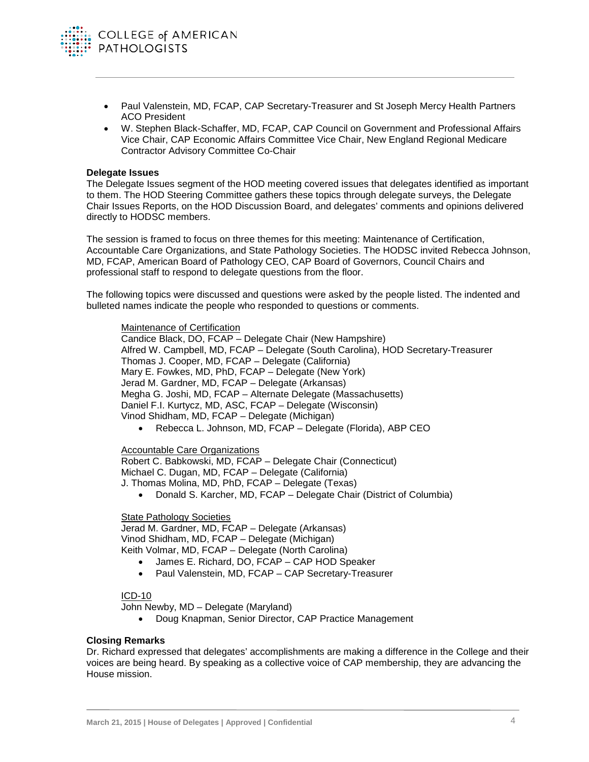- Paul Valenstein, MD, FCAP, CAP Secretary-Treasurer and St Joseph Mercy Health Partners ACO President
- W. Stephen Black-Schaffer, MD, FCAP, CAP Council on Government and Professional Affairs Vice Chair, CAP Economic Affairs Committee Vice Chair, New England Regional Medicare Contractor Advisory Committee Co-Chair

**Delegate Issues**

The Delegate Issues segment of the HOD meeting covered issues that delegates identified as important to them. The HOD Steering Committee gathers these topics through delegate surveys, the Delegate Chair Issues Reports, on the HOD Discussion Board, and delegates' comments and opinions delivered directly to HODSC members.

The session is framed to focus on three themes for this meeting: Maintenance of Certification, Accountable Care Organizations, and State Pathology Societies. The HODSC invited Rebecca Johnson, MD, FCAP, American Board of Pathology CEO, CAP Board of Governors, Council Chairs and professional staff to respond to delegate questions from the floor.

The following topics were discussed and questions were asked by the people listed. The indented and bulleted names indicate the people who responded to questions or comments.

Maintenance of Certification
Candice Black, DO, FCAP – Delegate Chair (New Hampshire)
Alfred W. Campbell, MD, FCAP – Delegate (South Carolina), HOD Secretary-Treasurer
Thomas J. Cooper, MD, FCAP – Delegate (California)
Mary E. Fowkes, MD, PhD, FCAP – Delegate (New York)
Jerad M. Gardner, MD, FCAP – Delegate (Arkansas)
Megha G. Joshi, MD, FCAP – Alternate Delegate (Massachusetts)
Daniel F.I. Kurtycz, MD, ASC, FCAP – Delegate (Wisconsin)
Vinod Shidham, MD, FCAP – Delegate (Michigan)

- Rebecca L. Johnson, MD, FCAP – Delegate (Florida), ABP CEO

Accountable Care Organizations
Robert C. Babkowski, MD, FCAP – Delegate Chair (Connecticut)
Michael C. Dugan, MD, FCAP – Delegate (California)
J. Thomas Molina, MD, PhD, FCAP – Delegate (Texas)

- Donald S. Karcher, MD, FCAP – Delegate Chair (District of Columbia)

State Pathology Societies
Jerad M. Gardner, MD, FCAP – Delegate (Arkansas)
Vinod Shidham, MD, FCAP – Delegate (Michigan)
Keith Volmar, MD, FCAP – Delegate (North Carolina)

- James E. Richard, DO, FCAP – CAP HOD Speaker
- Paul Valenstein, MD, FCAP – CAP Secretary-Treasurer

ICD-10
John Newby, MD – Delegate (Maryland)

- Doug Knapman, Senior Director, CAP Practice Management

**Closing Remarks**

Dr. Richard expressed that delegates' accomplishments are making a difference in the College and their voices are being heard. By speaking as a collective voice of CAP membership, they are advancing the House mission.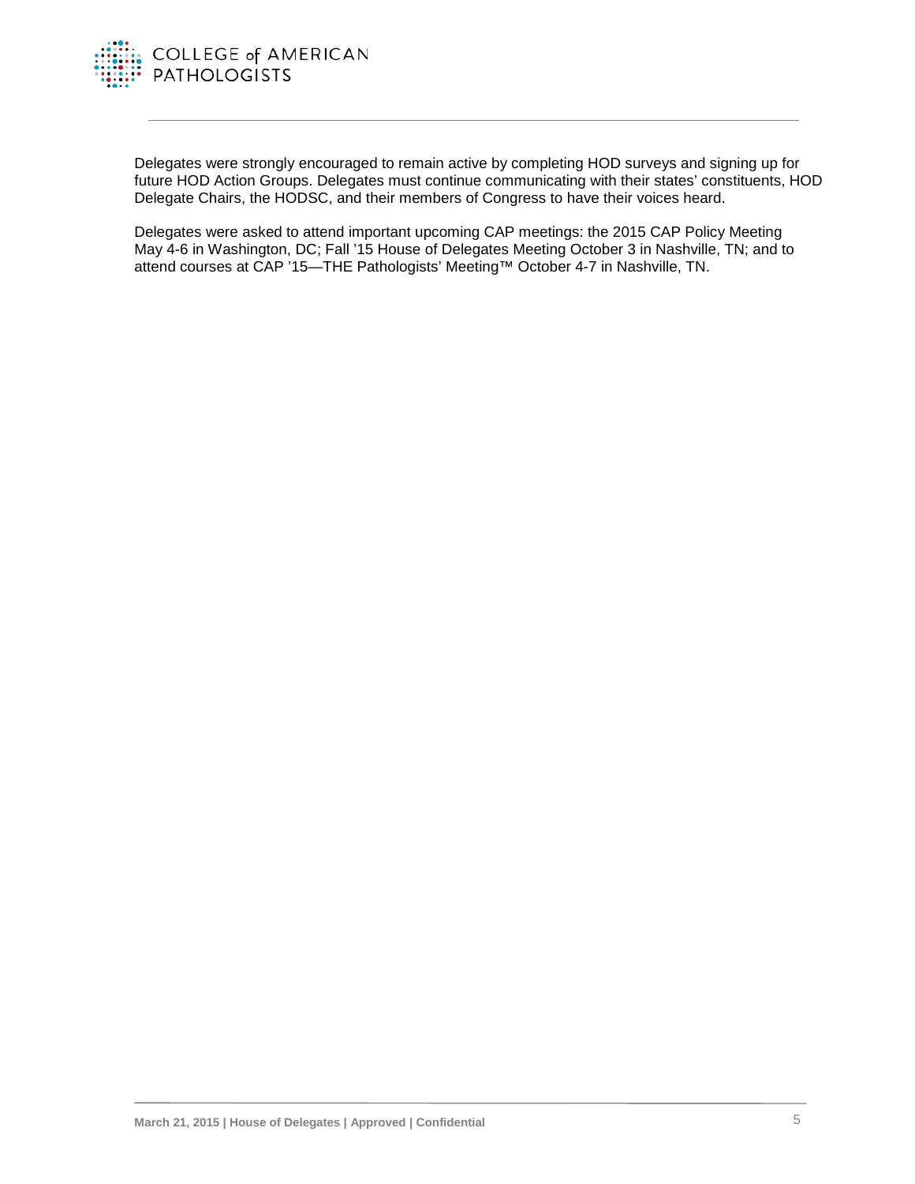Delegates were strongly encouraged to remain active by completing HOD surveys and signing up for future HOD Action Groups. Delegates must continue communicating with their states' constituents, HOD Delegate Chairs, the HODSC, and their members of Congress to have their voices heard.

Delegates were asked to attend important upcoming CAP meetings: the 2015 CAP Policy Meeting May 4-6 in Washington, DC; Fall '15 House of Delegates Meeting October 3 in Nashville, TN; and to attend courses at CAP '15—THE Pathologists' Meeting™ October 4-7 in Nashville, TN.